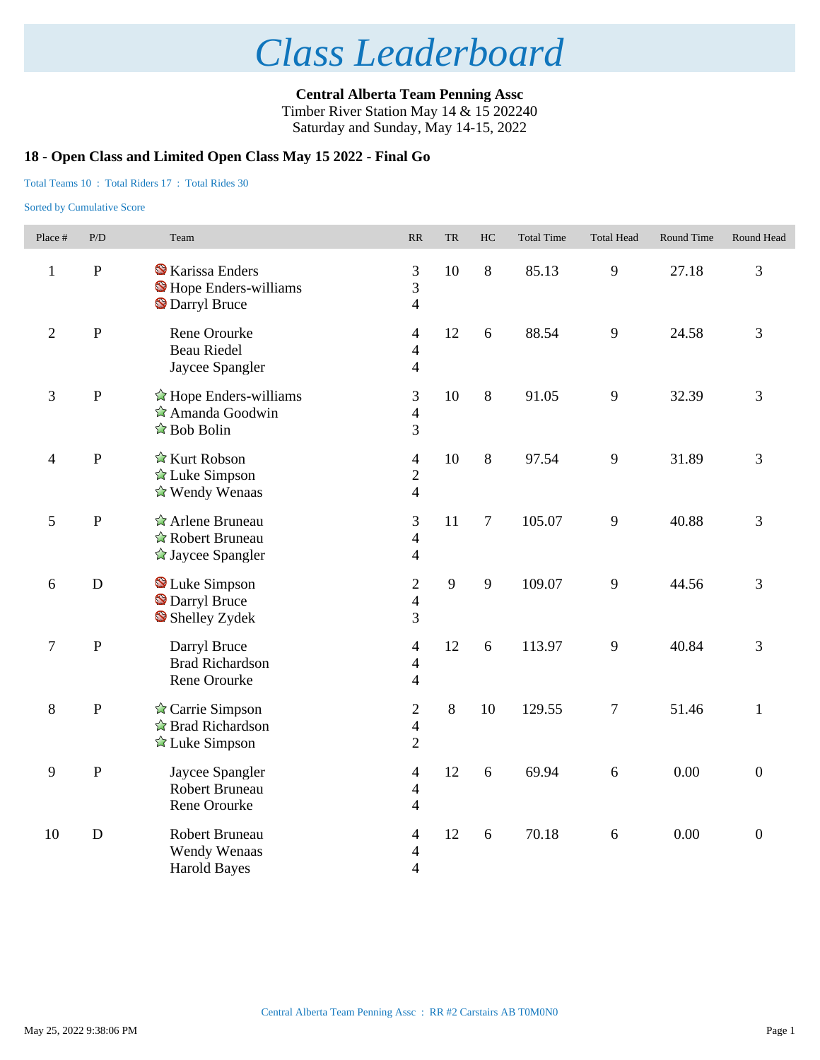# Class Leaderboard

**Central Alberta Team Penning Assc**
Timber River Station May 14 & 15 202240
Saturday and Sunday, May 14-15, 2022

### 18 - Open Class and Limited Open Class May 15 2022 - Final Go

Total Teams 10 : Total Riders 17 : Total Rides 30

Sorted by Cumulative Score

| Place # | P/D | Team | RR | TR | HC | Total Time | Total Head | Round Time | Round Head |
|---|---|---|---|---|---|---|---|---|---|
| 1 | P | Karissa Enders | 3 | 10 | 8 | 85.13 | 9 | 27.18 | 3 |
| | | Hope Enders-williams | 3 | | | | | | |
| | | Darryl Bruce | 4 | | | | | | |
| 2 | P | Rene Orourke | 4 | 12 | 6 | 88.54 | 9 | 24.58 | 3 |
| | | Beau Riedel | 4 | | | | | | |
| | | Jaycee Spangler | 4 | | | | | | |
| 3 | P | Hope Enders-williams | 3 | 10 | 8 | 91.05 | 9 | 32.39 | 3 |
| | | Amanda Goodwin | 4 | | | | | | |
| | | Bob Bolin | 3 | | | | | | |
| 4 | P | Kurt Robson | 4 | 10 | 8 | 97.54 | 9 | 31.89 | 3 |
| | | Luke Simpson | 2 | | | | | | |
| | | Wendy Wenaas | 4 | | | | | | |
| 5 | P | Arlene Bruneau | 3 | 11 | 7 | 105.07 | 9 | 40.88 | 3 |
| | | Robert Bruneau | 4 | | | | | | |
| | | Jaycee Spangler | 4 | | | | | | |
| 6 | D | Luke Simpson | 2 | 9 | 9 | 109.07 | 9 | 44.56 | 3 |
| | | Darryl Bruce | 4 | | | | | | |
| | | Shelley Zydek | 3 | | | | | | |
| 7 | P | Darryl Bruce | 4 | 12 | 6 | 113.97 | 9 | 40.84 | 3 |
| | | Brad Richardson | 4 | | | | | | |
| | | Rene Orourke | 4 | | | | | | |
| 8 | P | Carrie Simpson | 2 | 8 | 10 | 129.55 | 7 | 51.46 | 1 |
| | | Brad Richardson | 4 | | | | | | |
| | | Luke Simpson | 2 | | | | | | |
| 9 | P | Jaycee Spangler | 4 | 12 | 6 | 69.94 | 6 | 0.00 | 0 |
| | | Robert Bruneau | 4 | | | | | | |
| | | Rene Orourke | 4 | | | | | | |
| 10 | D | Robert Bruneau | 4 | 12 | 6 | 70.18 | 6 | 0.00 | 0 |
| | | Wendy Wenaas | 4 | | | | | | |
| | | Harold Bayes | 4 | | | | | | |

Central Alberta Team Penning Assc : RR #2 Carstairs AB T0M0N0

May 25, 2022 9:38:06 PM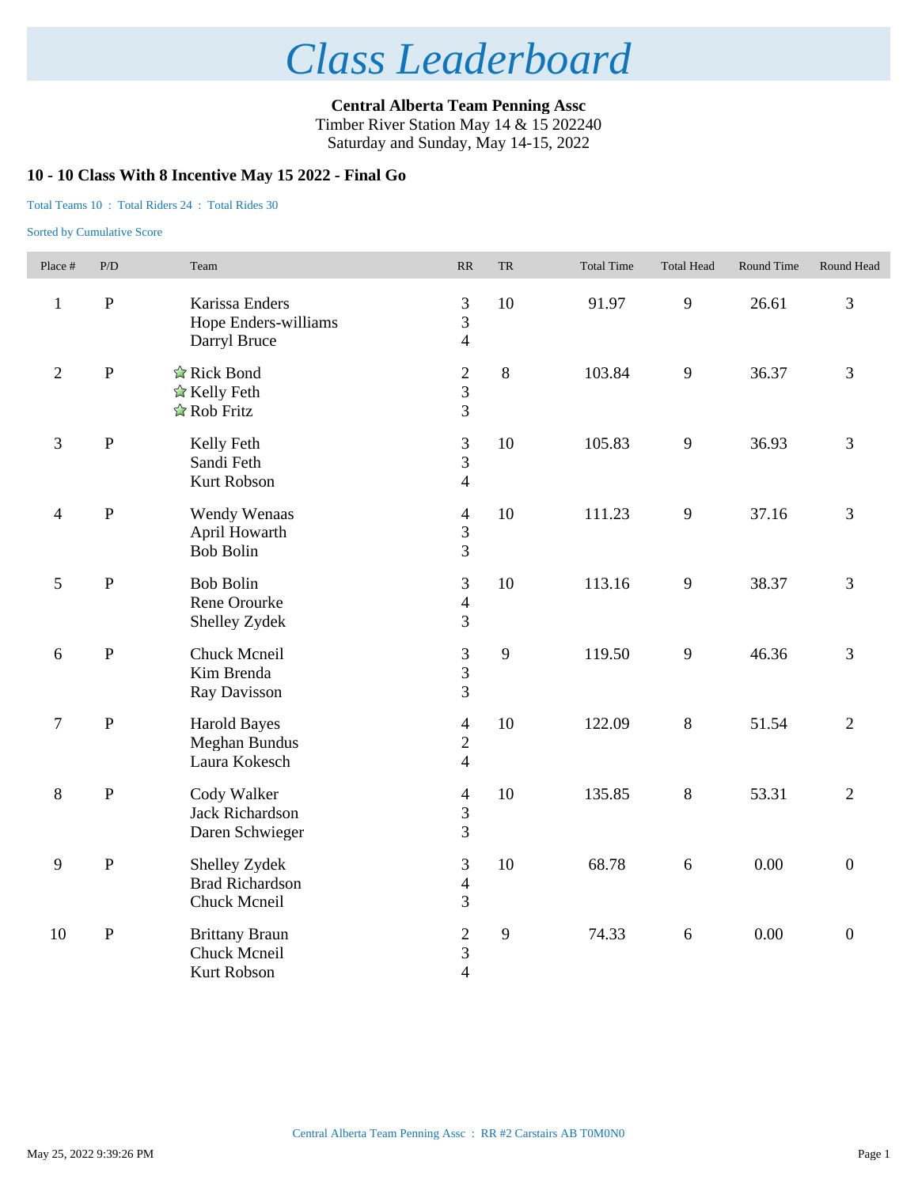# Class Leaderboard

**Central Alberta Team Penning Assc**
Timber River Station May 14 & 15 202240
Saturday and Sunday, May 14-15, 2022

### 10 - 10 Class With 8 Incentive May 15 2022 - Final Go

Total Teams 10 : Total Riders 24 : Total Rides 30

Sorted by Cumulative Score

| Place # | P/D | Team | RR | TR | Total Time | Total Head | Round Time | Round Head |
|---|---|---|---|---|---|---|---|---|
| 1 | P | Karissa Enders<br>Hope Enders-williams<br>Darryl Bruce | 3<br>3<br>4 | 10 | 91.97 | 9 | 26.61 | 3 |
| 2 | P | ☆ Rick Bond<br>☆ Kelly Feth<br>☆ Rob Fritz | 2<br>3<br>3 | 8 | 103.84 | 9 | 36.37 | 3 |
| 3 | P | Kelly Feth<br>Sandi Feth<br>Kurt Robson | 3<br>3<br>4 | 10 | 105.83 | 9 | 36.93 | 3 |
| 4 | P | Wendy Wenaas<br>April Howarth<br>Bob Bolin | 4<br>3<br>3 | 10 | 111.23 | 9 | 37.16 | 3 |
| 5 | P | Bob Bolin<br>Rene Orourke<br>Shelley Zydek | 3<br>4<br>3 | 10 | 113.16 | 9 | 38.37 | 3 |
| 6 | P | Chuck Mcneil<br>Kim Brenda<br>Ray Davisson | 3<br>3<br>3 | 9 | 119.50 | 9 | 46.36 | 3 |
| 7 | P | Harold Bayes<br>Meghan Bundus<br>Laura Kokesch | 4<br>2<br>4 | 10 | 122.09 | 8 | 51.54 | 2 |
| 8 | P | Cody Walker<br>Jack Richardson<br>Daren Schwieger | 4<br>3<br>3 | 10 | 135.85 | 8 | 53.31 | 2 |
| 9 | P | Shelley Zydek<br>Brad Richardson<br>Chuck Mcneil | 3<br>4<br>3 | 10 | 68.78 | 6 | 0.00 | 0 |
| 10 | P | Brittany Braun<br>Chuck Mcneil<br>Kurt Robson | 2<br>3<br>4 | 9 | 74.33 | 6 | 0.00 | 0 |

Central Alberta Team Penning Assc : RR #2 Carstairs AB T0M0N0

May 25, 2022 9:39:26 PM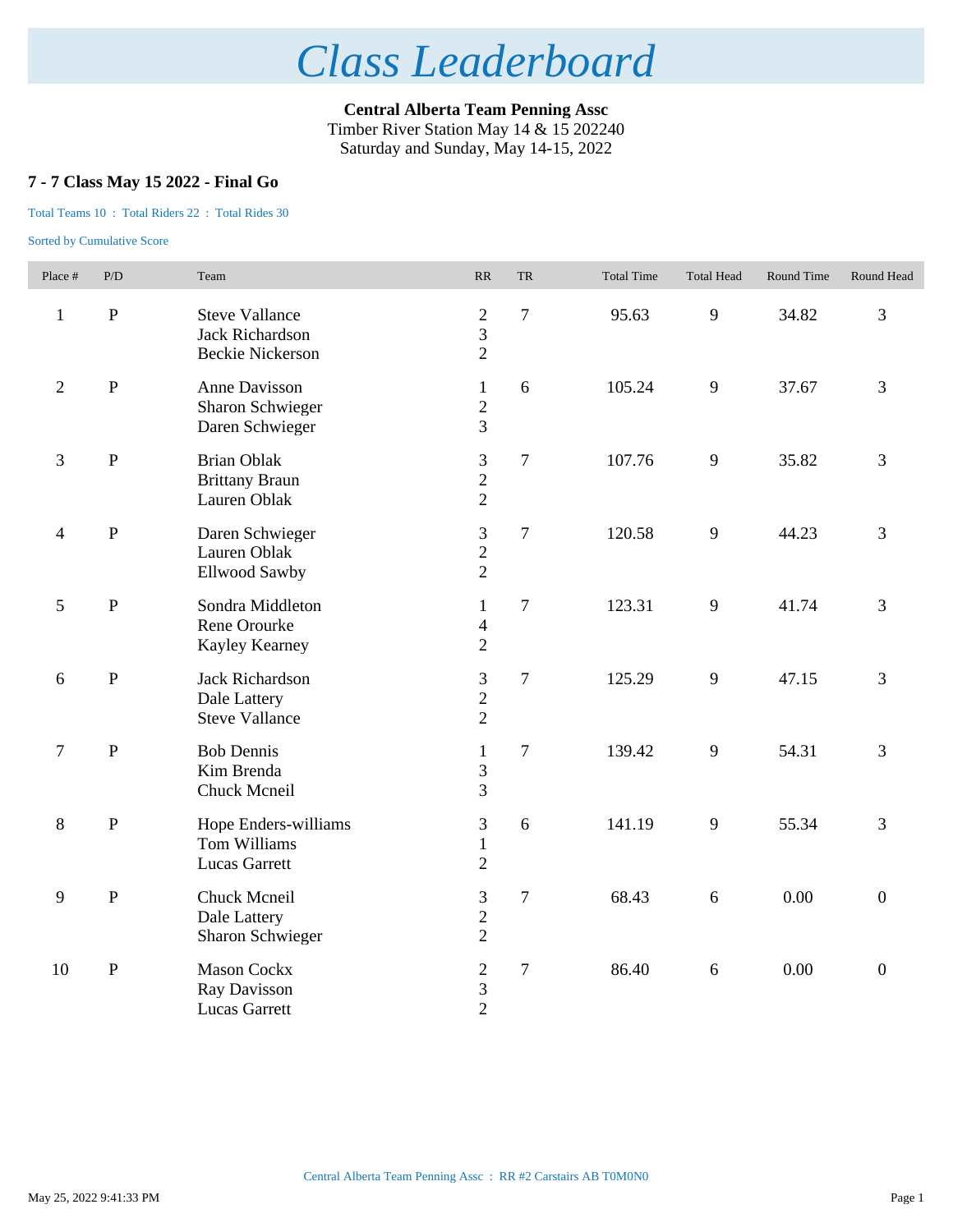# *Class Leaderboard*

**Central Alberta Team Penning Assc**
Timber River Station May 14 & 15 202240
Saturday and Sunday, May 14-15, 2022

### 7 - 7 Class May 15 2022 - Final Go

Total Teams 10 : Total Riders 22 : Total Rides 30

Sorted by Cumulative Score

| Place # | P/D | Team | RR | TR | Total Time | Total Head | Round Time | Round Head |
|---|---|---|---|---|---|---|---|---|
| 1 | P | Steve Vallance<br>Jack Richardson<br>Beckie Nickerson | 2<br>3<br>2 | 7 | 95.63 | 9 | 34.82 | 3 |
| 2 | P | Anne Davisson<br>Sharon Schwieger<br>Daren Schwieger | 1<br>2<br>3 | 6 | 105.24 | 9 | 37.67 | 3 |
| 3 | P | Brian Oblak<br>Brittany Braun<br>Lauren Oblak | 3<br>2<br>2 | 7 | 107.76 | 9 | 35.82 | 3 |
| 4 | P | Daren Schwieger<br>Lauren Oblak<br>Ellwood Sawby | 3<br>2<br>2 | 7 | 120.58 | 9 | 44.23 | 3 |
| 5 | P | Sondra Middleton<br>Rene Orourke<br>Kayley Kearney | 1<br>4<br>2 | 7 | 123.31 | 9 | 41.74 | 3 |
| 6 | P | Jack Richardson<br>Dale Lattery<br>Steve Vallance | 3<br>2<br>2 | 7 | 125.29 | 9 | 47.15 | 3 |
| 7 | P | Bob Dennis<br>Kim Brenda<br>Chuck Mcneil | 1<br>3<br>3 | 7 | 139.42 | 9 | 54.31 | 3 |
| 8 | P | Hope Enders-williams<br>Tom Williams<br>Lucas Garrett | 3<br>1<br>2 | 6 | 141.19 | 9 | 55.34 | 3 |
| 9 | P | Chuck Mcneil<br>Dale Lattery<br>Sharon Schwieger | 3<br>2<br>2 | 7 | 68.43 | 6 | 0.00 | 0 |
| 10 | P | Mason Cockx<br>Ray Davisson<br>Lucas Garrett | 2<br>3<br>2 | 7 | 86.40 | 6 | 0.00 | 0 |

Central Alberta Team Penning Assc : RR #2 Carstairs AB T0M0N0

May 25, 2022 9:41:33 PM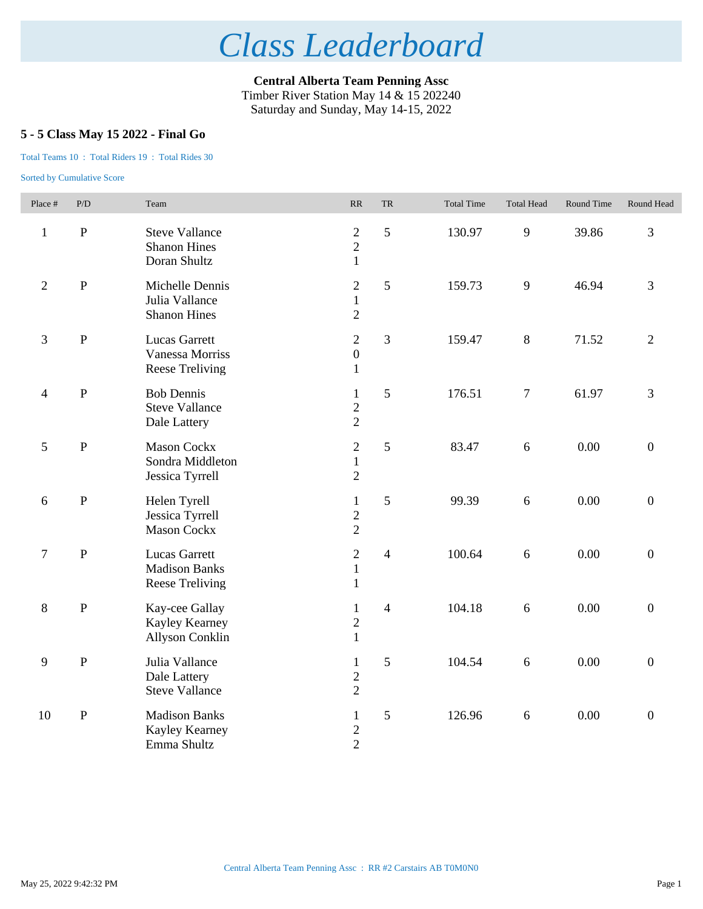# Class Leaderboard

**Central Alberta Team Penning Assc**
Timber River Station May 14 & 15 202240
Saturday and Sunday, May 14-15, 2022

### 5 - 5 Class May 15 2022 - Final Go

Total Teams 10 : Total Riders 19 : Total Rides 30

Sorted by Cumulative Score

| Place # | P/D | Team | RR | TR | Total Time | Total Head | Round Time | Round Head |
|---|---|---|---|---|---|---|---|---|
| 1 | P | Steve Vallance<br>Shanon Hines<br>Doran Shultz | 2<br>2<br>1 | 5 | 130.97 | 9 | 39.86 | 3 |
| 2 | P | Michelle Dennis<br>Julia Vallance<br>Shanon Hines | 2<br>1<br>2 | 5 | 159.73 | 9 | 46.94 | 3 |
| 3 | P | Lucas Garrett<br>Vanessa Morriss<br>Reese Treliving | 2<br>0<br>1 | 3 | 159.47 | 8 | 71.52 | 2 |
| 4 | P | Bob Dennis<br>Steve Vallance<br>Dale Lattery | 1<br>2<br>2 | 5 | 176.51 | 7 | 61.97 | 3 |
| 5 | P | Mason Cockx<br>Sondra Middleton<br>Jessica Tyrrell | 2<br>1<br>2 | 5 | 83.47 | 6 | 0.00 | 0 |
| 6 | P | Helen Tyrell<br>Jessica Tyrrell<br>Mason Cockx | 1<br>2<br>2 | 5 | 99.39 | 6 | 0.00 | 0 |
| 7 | P | Lucas Garrett<br>Madison Banks<br>Reese Treliving | 2<br>1<br>1 | 4 | 100.64 | 6 | 0.00 | 0 |
| 8 | P | Kay-cee Gallay<br>Kayley Kearney<br>Allyson Conklin | 1<br>2<br>1 | 4 | 104.18 | 6 | 0.00 | 0 |
| 9 | P | Julia Vallance<br>Dale Lattery<br>Steve Vallance | 1<br>2<br>2 | 5 | 104.54 | 6 | 0.00 | 0 |
| 10 | P | Madison Banks<br>Kayley Kearney<br>Emma Shultz | 1<br>2<br>2 | 5 | 126.96 | 6 | 0.00 | 0 |

Central Alberta Team Penning Assc : RR #2 Carstairs AB T0M0N0

May 25, 2022 9:42:32 PM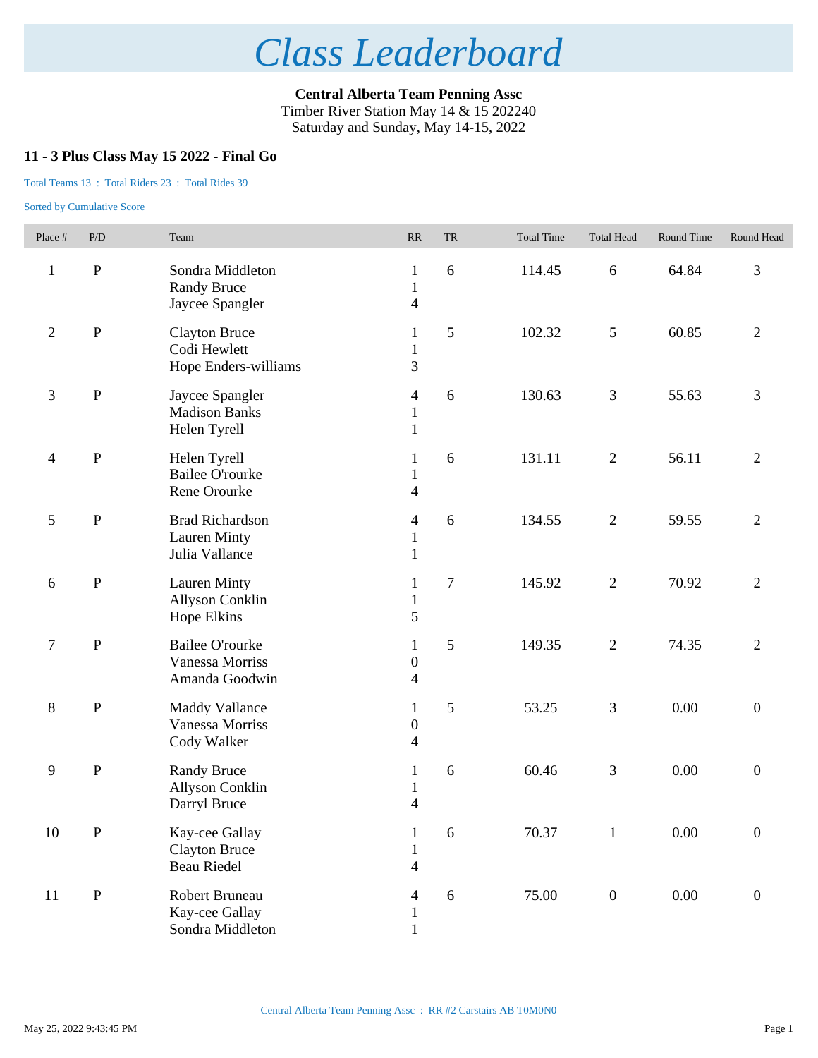# *Class Leaderboard*

**Central Alberta Team Penning Assc**
Timber River Station May 14 & 15 202240
Saturday and Sunday, May 14-15, 2022

### 11 - 3 Plus Class May 15 2022 - Final Go

Total Teams 13 : Total Riders 23 : Total Rides 39

Sorted by Cumulative Score

| Place # | P/D | Team | RR | TR | Total Time | Total Head | Round Time | Round Head |
|---|---|---|---|---|---|---|---|---|
| 1 | P | Sondra Middleton<br>Randy Bruce<br>Jaycee Spangler | 1<br>1<br>4 | 6 | 114.45 | 6 | 64.84 | 3 |
| 2 | P | Clayton Bruce<br>Codi Hewlett<br>Hope Enders-williams | 1<br>1<br>3 | 5 | 102.32 | 5 | 60.85 | 2 |
| 3 | P | Jaycee Spangler<br>Madison Banks<br>Helen Tyrell | 4<br>1<br>1 | 6 | 130.63 | 3 | 55.63 | 3 |
| 4 | P | Helen Tyrell<br>Bailee O'rourke<br>Rene Orourke | 1<br>1<br>4 | 6 | 131.11 | 2 | 56.11 | 2 |
| 5 | P | Brad Richardson<br>Lauren Minty<br>Julia Vallance | 4<br>1<br>1 | 6 | 134.55 | 2 | 59.55 | 2 |
| 6 | P | Lauren Minty<br>Allyson Conklin<br>Hope Elkins | 1<br>1<br>5 | 7 | 145.92 | 2 | 70.92 | 2 |
| 7 | P | Bailee O'rourke<br>Vanessa Morriss<br>Amanda Goodwin | 1<br>0<br>4 | 5 | 149.35 | 2 | 74.35 | 2 |
| 8 | P | Maddy Vallance<br>Vanessa Morriss<br>Cody Walker | 1<br>0<br>4 | 5 | 53.25 | 3 | 0.00 | 0 |
| 9 | P | Randy Bruce<br>Allyson Conklin<br>Darryl Bruce | 1<br>1<br>4 | 6 | 60.46 | 3 | 0.00 | 0 |
| 10 | P | Kay-cee Gallay<br>Clayton Bruce<br>Beau Riedel | 1<br>1<br>4 | 6 | 70.37 | 1 | 0.00 | 0 |
| 11 | P | Robert Bruneau<br>Kay-cee Gallay<br>Sondra Middleton | 4<br>1<br>1 | 6 | 75.00 | 0 | 0.00 | 0 |

Central Alberta Team Penning Assc : RR #2 Carstairs AB T0M0N0

May 25, 2022 9:43:45 PM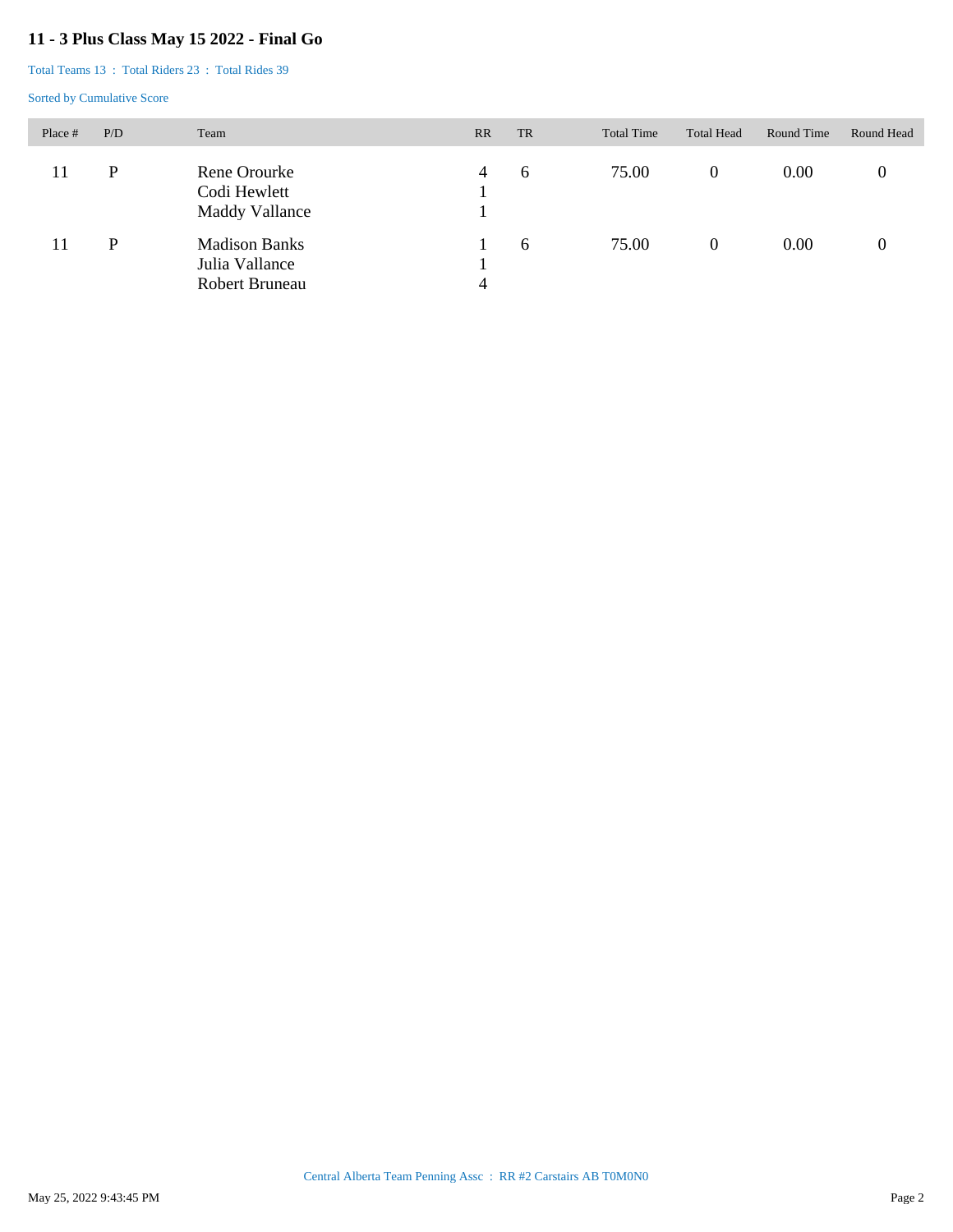## 11 - 3 Plus Class May 15 2022 - Final Go

Total Teams 13 : Total Riders 23 : Total Rides 39

Sorted by Cumulative Score

| Place # | P/D | Team | RR | TR | Total Time | Total Head | Round Time | Round Head |
|---|---|---|---|---|---|---|---|---|
| 11 | P | Rene Orourke<br>Codi Hewlett<br>Maddy Vallance | 4<br>1<br>1 | 6 | 75.00 | 0 | 0.00 | 0 |
| 11 | P | Madison Banks<br>Julia Vallance<br>Robert Bruneau | 1<br>1<br>4 | 6 | 75.00 | 0 | 0.00 | 0 |

Central Alberta Team Penning Assc : RR #2 Carstairs AB T0M0N0

May 25, 2022 9:43:45 PM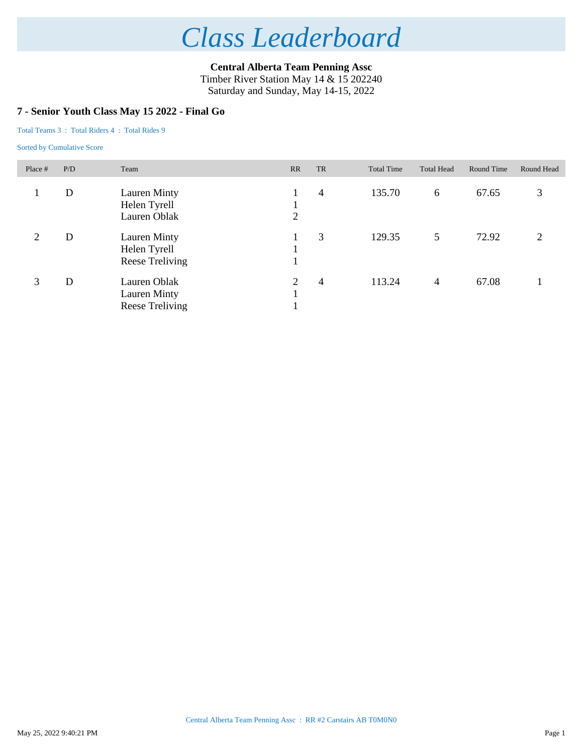# Class Leaderboard

**Central Alberta Team Penning Assc**
Timber River Station May 14 & 15 202240
Saturday and Sunday, May 14-15, 2022

### 7 - Senior Youth Class May 15 2022 - Final Go

Total Teams 3 : Total Riders 4 : Total Rides 9

Sorted by Cumulative Score

| Place # | P/D | Team | RR | TR | Total Time | Total Head | Round Time | Round Head |
|---|---|---|---|---|---|---|---|---|
| 1 | D | Lauren Minty<br>Helen Tyrell<br>Lauren Oblak | 1<br>1<br>2 | 4 | 135.70 | 6 | 67.65 | 3 |
| 2 | D | Lauren Minty<br>Helen Tyrell<br>Reese Treliving | 1<br>1<br>1 | 3 | 129.35 | 5 | 72.92 | 2 |
| 3 | D | Lauren Oblak<br>Lauren Minty<br>Reese Treliving | 2<br>1<br>1 | 4 | 113.24 | 4 | 67.08 | 1 |

Central Alberta Team Penning Assc : RR #2 Carstairs AB T0M0N0

May 25, 2022 9:40:21 PM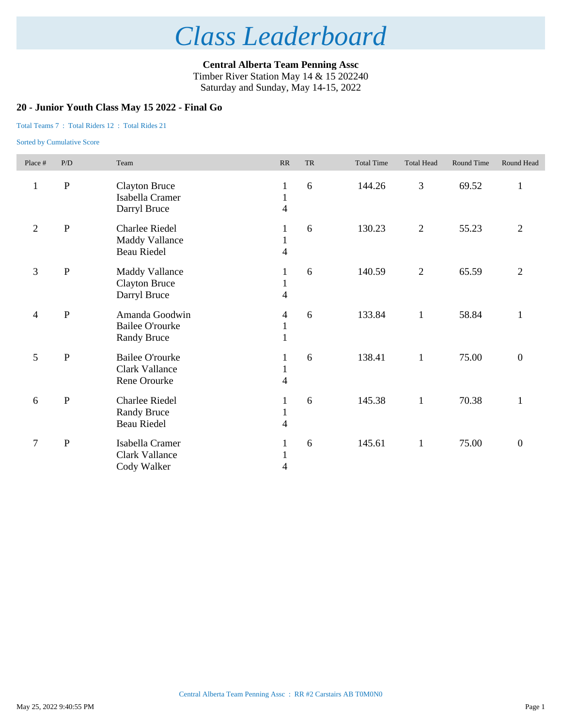# Class Leaderboard

**Central Alberta Team Penning Assc**
Timber River Station May 14 & 15 202240
Saturday and Sunday, May 14-15, 2022

### 20 - Junior Youth Class May 15 2022 - Final Go

Total Teams 7 : Total Riders 12 : Total Rides 21

Sorted by Cumulative Score

| Place # | P/D | Team | RR | TR | Total Time | Total Head | Round Time | Round Head |
|---|---|---|---|---|---|---|---|---|
| 1 | P | Clayton Bruce<br>Isabella Cramer<br>Darryl Bruce | 1<br>1<br>4 | 6 | 144.26 | 3 | 69.52 | 1 |
| 2 | P | Charlee Riedel<br>Maddy Vallance<br>Beau Riedel | 1<br>1<br>4 | 6 | 130.23 | 2 | 55.23 | 2 |
| 3 | P | Maddy Vallance<br>Clayton Bruce<br>Darryl Bruce | 1<br>1<br>4 | 6 | 140.59 | 2 | 65.59 | 2 |
| 4 | P | Amanda Goodwin<br>Bailee O'rourke<br>Randy Bruce | 4<br>1<br>1 | 6 | 133.84 | 1 | 58.84 | 1 |
| 5 | P | Bailee O'rourke<br>Clark Vallance<br>Rene Orourke | 1<br>1<br>4 | 6 | 138.41 | 1 | 75.00 | 0 |
| 6 | P | Charlee Riedel<br>Randy Bruce<br>Beau Riedel | 1<br>1<br>4 | 6 | 145.38 | 1 | 70.38 | 1 |
| 7 | P | Isabella Cramer<br>Clark Vallance<br>Cody Walker | 1<br>1<br>4 | 6 | 145.61 | 1 | 75.00 | 0 |

Central Alberta Team Penning Assc : RR #2 Carstairs AB T0M0N0

May 25, 2022 9:40:55 PM